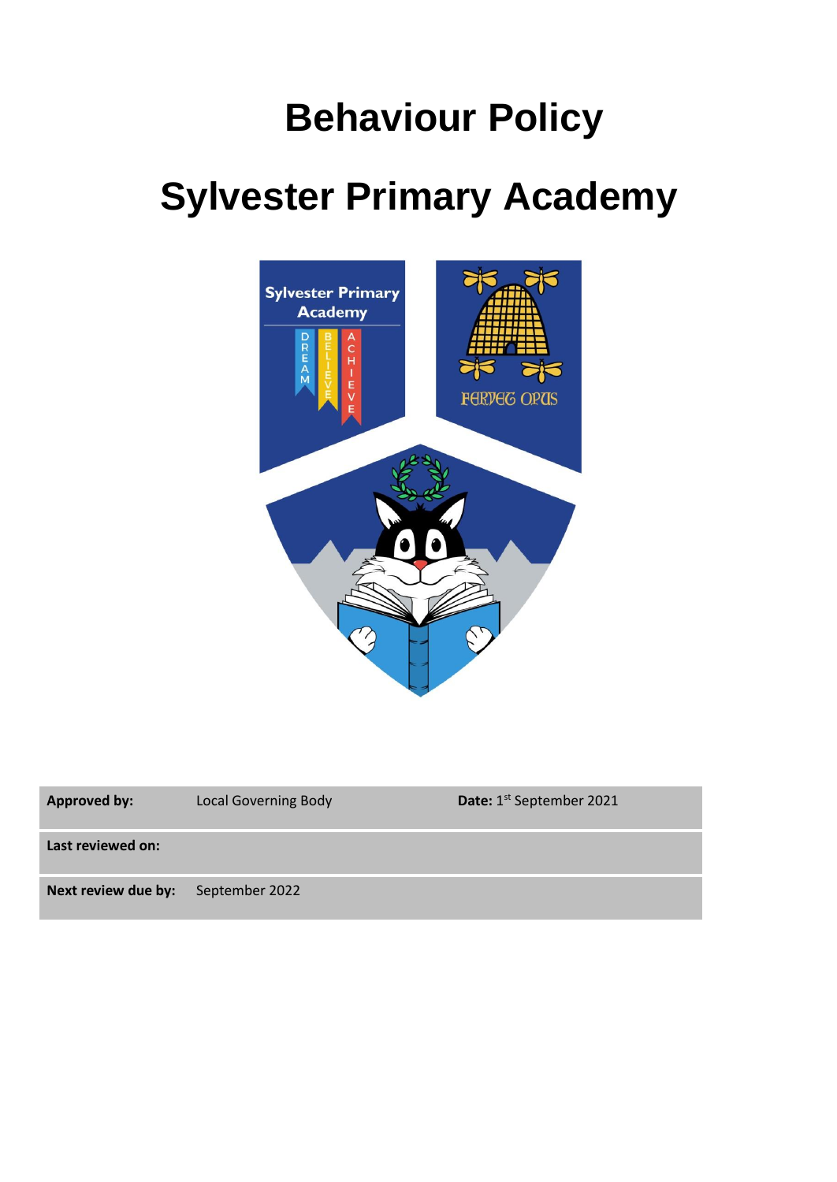# Behaviour Policy

# Sylvester Primary Academy

| Approved by: | Local Governing Body | Date: 1st September 2021 |
|---|---|---|
| Last reviewed on: | | |
| Next review due by: | September 2022 | |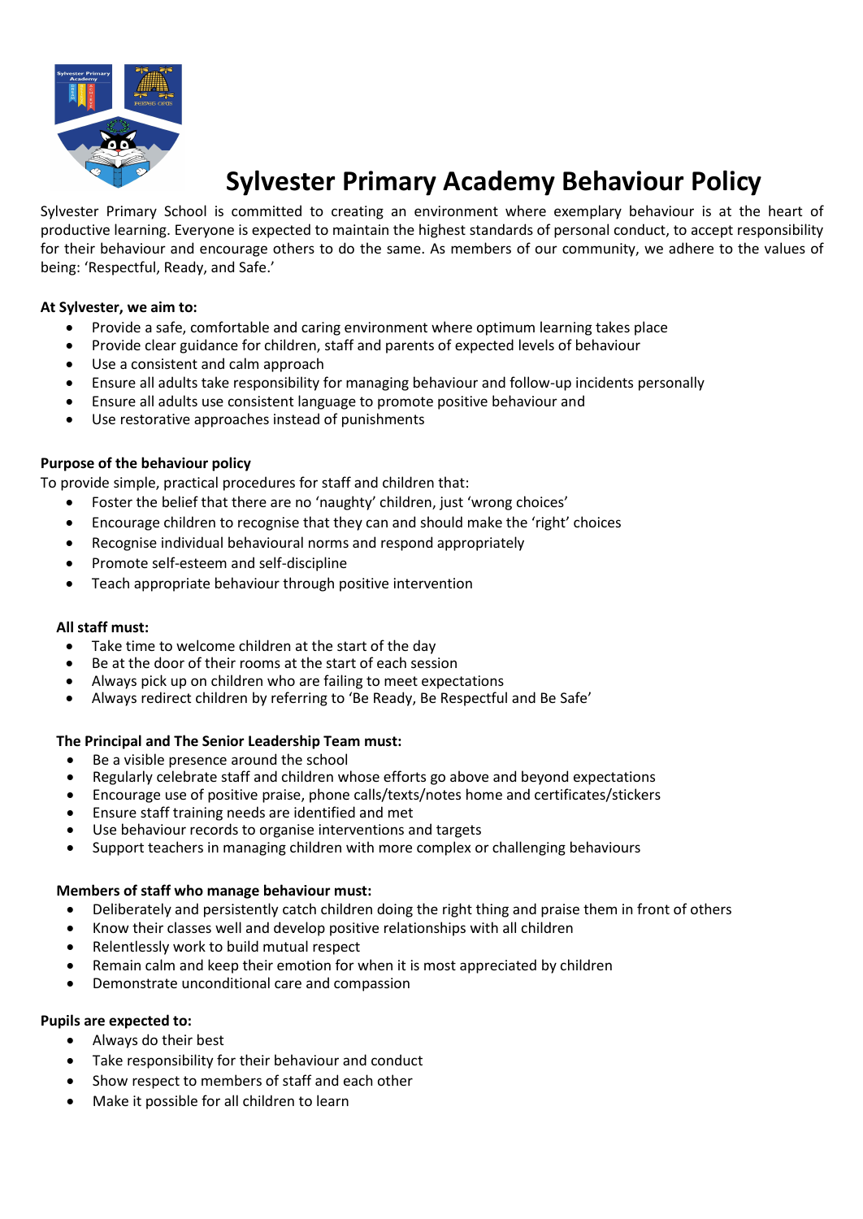# Sylvester Primary Academy Behaviour Policy

Sylvester Primary School is committed to creating an environment where exemplary behaviour is at the heart of productive learning. Everyone is expected to maintain the highest standards of personal conduct, to accept responsibility for their behaviour and encourage others to do the same. As members of our community, we adhere to the values of being: 'Respectful, Ready, and Safe.'

**At Sylvester, we aim to:**

- Provide a safe, comfortable and caring environment where optimum learning takes place
- Provide clear guidance for children, staff and parents of expected levels of behaviour
- Use a consistent and calm approach
- Ensure all adults take responsibility for managing behaviour and follow-up incidents personally
- Ensure all adults use consistent language to promote positive behaviour and
- Use restorative approaches instead of punishments

**Purpose of the behaviour policy**

To provide simple, practical procedures for staff and children that:

- Foster the belief that there are no 'naughty' children, just 'wrong choices'
- Encourage children to recognise that they can and should make the 'right' choices
- Recognise individual behavioural norms and respond appropriately
- Promote self-esteem and self-discipline
- Teach appropriate behaviour through positive intervention

**All staff must:**

- Take time to welcome children at the start of the day
- Be at the door of their rooms at the start of each session
- Always pick up on children who are failing to meet expectations
- Always redirect children by referring to 'Be Ready, Be Respectful and Be Safe'

**The Principal and The Senior Leadership Team must:**

- Be a visible presence around the school
- Regularly celebrate staff and children whose efforts go above and beyond expectations
- Encourage use of positive praise, phone calls/texts/notes home and certificates/stickers
- Ensure staff training needs are identified and met
- Use behaviour records to organise interventions and targets
- Support teachers in managing children with more complex or challenging behaviours

**Members of staff who manage behaviour must:**

- Deliberately and persistently catch children doing the right thing and praise them in front of others
- Know their classes well and develop positive relationships with all children
- Relentlessly work to build mutual respect
- Remain calm and keep their emotion for when it is most appreciated by children
- Demonstrate unconditional care and compassion

**Pupils are expected to:**

- Always do their best
- Take responsibility for their behaviour and conduct
- Show respect to members of staff and each other
- Make it possible for all children to learn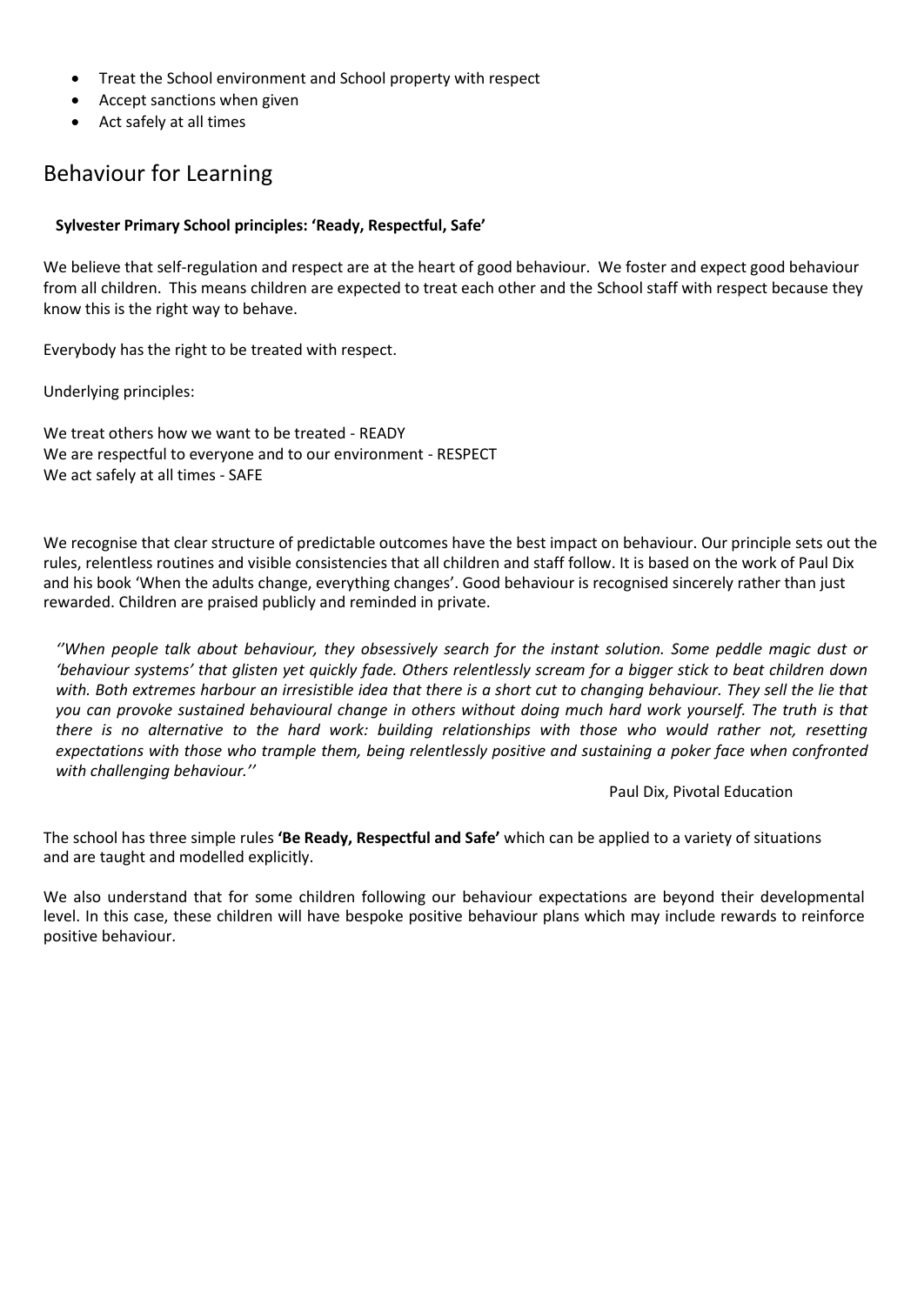- Treat the School environment and School property with respect
- Accept sanctions when given
- Act safely at all times

## Behaviour for Learning

**Sylvester Primary School principles: 'Ready, Respectful, Safe'**

We believe that self-regulation and respect are at the heart of good behaviour. We foster and expect good behaviour from all children. This means children are expected to treat each other and the School staff with respect because they know this is the right way to behave.

Everybody has the right to be treated with respect.

Underlying principles:

We treat others how we want to be treated - READY
We are respectful to everyone and to our environment - RESPECT
We act safely at all times - SAFE

We recognise that clear structure of predictable outcomes have the best impact on behaviour. Our principle sets out the rules, relentless routines and visible consistencies that all children and staff follow. It is based on the work of Paul Dix and his book 'When the adults change, everything changes'. Good behaviour is recognised sincerely rather than just rewarded. Children are praised publicly and reminded in private.

> *''When people talk about behaviour, they obsessively search for the instant solution. Some peddle magic dust or 'behaviour systems' that glisten yet quickly fade. Others relentlessly scream for a bigger stick to beat children down with. Both extremes harbour an irresistible idea that there is a short cut to changing behaviour. They sell the lie that you can provoke sustained behavioural change in others without doing much hard work yourself. The truth is that there is no alternative to the hard work: building relationships with those who would rather not, resetting expectations with those who trample them, being relentlessly positive and sustaining a poker face when confronted with challenging behaviour.''*
>
> Paul Dix, Pivotal Education

The school has three simple rules **'Be Ready, Respectful and Safe'** which can be applied to a variety of situations and are taught and modelled explicitly.

We also understand that for some children following our behaviour expectations are beyond their developmental level. In this case, these children will have bespoke positive behaviour plans which may include rewards to reinforce positive behaviour.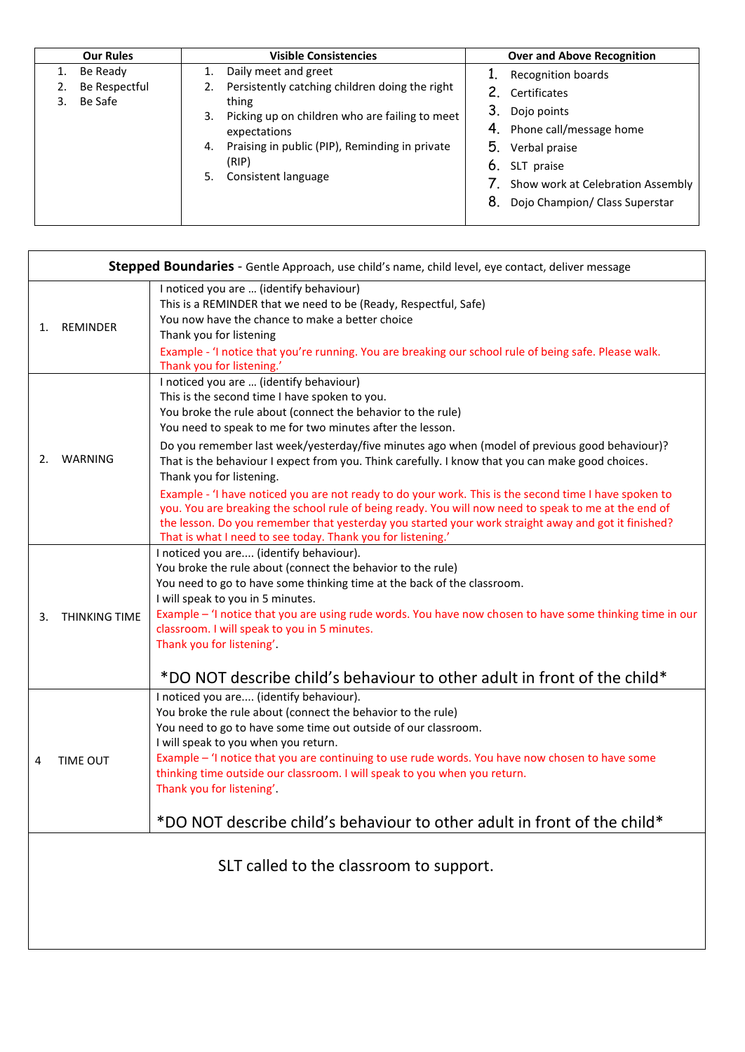| Our Rules | Visible Consistencies | Over and Above Recognition |
|---|---|---|
| 1. Be Ready<br>2. Be Respectful<br>3. Be Safe | 1. Daily meet and greet<br>2. Persistently catching children doing the right thing<br>3. Picking up on children who are failing to meet expectations<br>4. Praising in public (PIP), Reminding in private (RIP)<br>5. Consistent language | 1. Recognition boards<br>2. Certificates<br>3. Dojo points<br>4. Phone call/message home<br>5. Verbal praise<br>6. SLT praise<br>7. Show work at Celebration Assembly<br>8. Dojo Champion/ Class Superstar |

| **Stepped Boundaries** - Gentle Approach, use child's name, child level, eye contact, deliver message | |
|---|---|
| 1. REMINDER | I noticed you are … (identify behaviour)<br>This is a REMINDER that we need to be (Ready, Respectful, Safe)<br>You now have the chance to make a better choice<br>Thank you for listening<br>Example - 'I notice that you're running. You are breaking our school rule of being safe. Please walk. Thank you for listening.' |
| 2. WARNING | I noticed you are … (identify behaviour)<br>This is the second time I have spoken to you.<br>You broke the rule about (connect the behavior to the rule)<br>You need to speak to me for two minutes after the lesson.<br>Do you remember last week/yesterday/five minutes ago when (model of previous good behaviour)?<br>That is the behaviour I expect from you. Think carefully. I know that you can make good choices.<br>Thank you for listening.<br>Example - 'I have noticed you are not ready to do your work. This is the second time I have spoken to you. You are breaking the school rule of being ready. You will now need to speak to me at the end of the lesson. Do you remember that yesterday you started your work straight away and got it finished? That is what I need to see today. Thank you for listening.' |
| 3. THINKING TIME | I noticed you are.... (identify behaviour).<br>You broke the rule about (connect the behavior to the rule)<br>You need to go to have some thinking time at the back of the classroom.<br>I will speak to you in 5 minutes.<br>Example - 'I notice that you are using rude words. You have now chosen to have some thinking time in our classroom. I will speak to you in 5 minutes.<br>Thank you for listening'.<br>*DO NOT describe child's behaviour to other adult in front of the child* |
| 4 TIME OUT | I noticed you are.... (identify behaviour).<br>You broke the rule about (connect the behavior to the rule)<br>You need to go to have some time out outside of our classroom.<br>I will speak to you when you return.<br>Example – 'I notice that you are continuing to use rude words. You have now chosen to have some thinking time outside our classroom. I will speak to you when you return.<br>Thank you for listening'.<br>*DO NOT describe child's behaviour to other adult in front of the child* |
| SLT called to the classroom to support. | |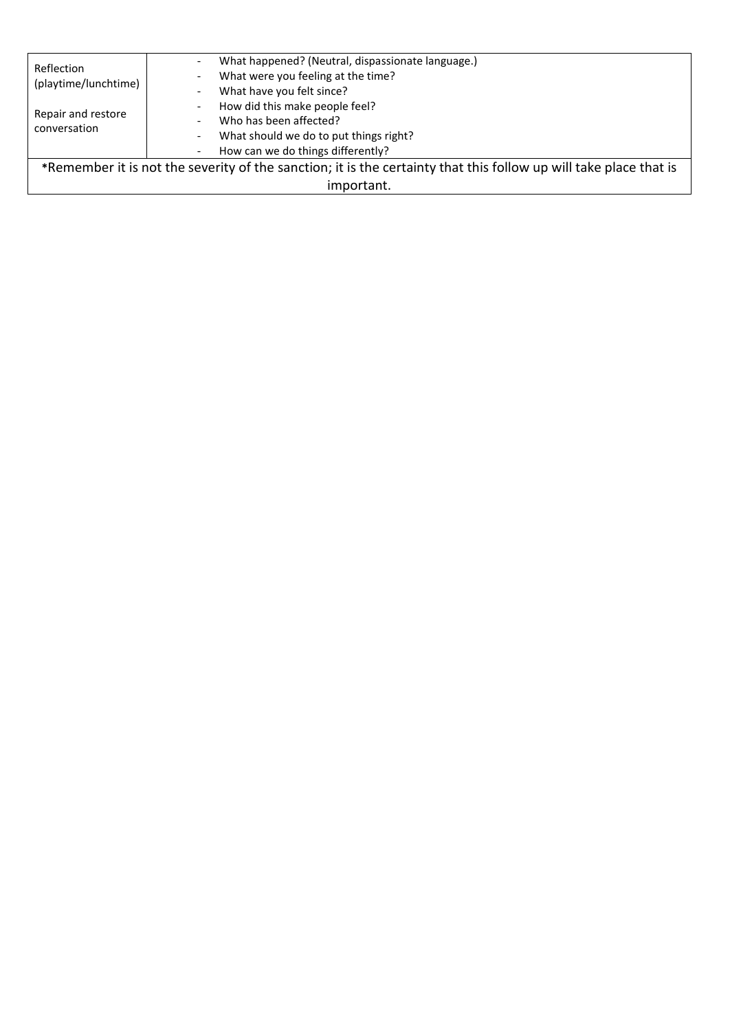| | |
|---|---|
| Reflection (playtime/lunchtime)<br><br>Repair and restore conversation | - What happened? (Neutral, dispassionate language.)<br>- What were you feeling at the time?<br>- What have you felt since?<br>- How did this make people feel?<br>- Who has been affected?<br>- What should we do to put things right?<br>- How can we do things differently? |
| *Remember it is not the severity of the sanction; it is the certainty that this follow up will take place that is important. | |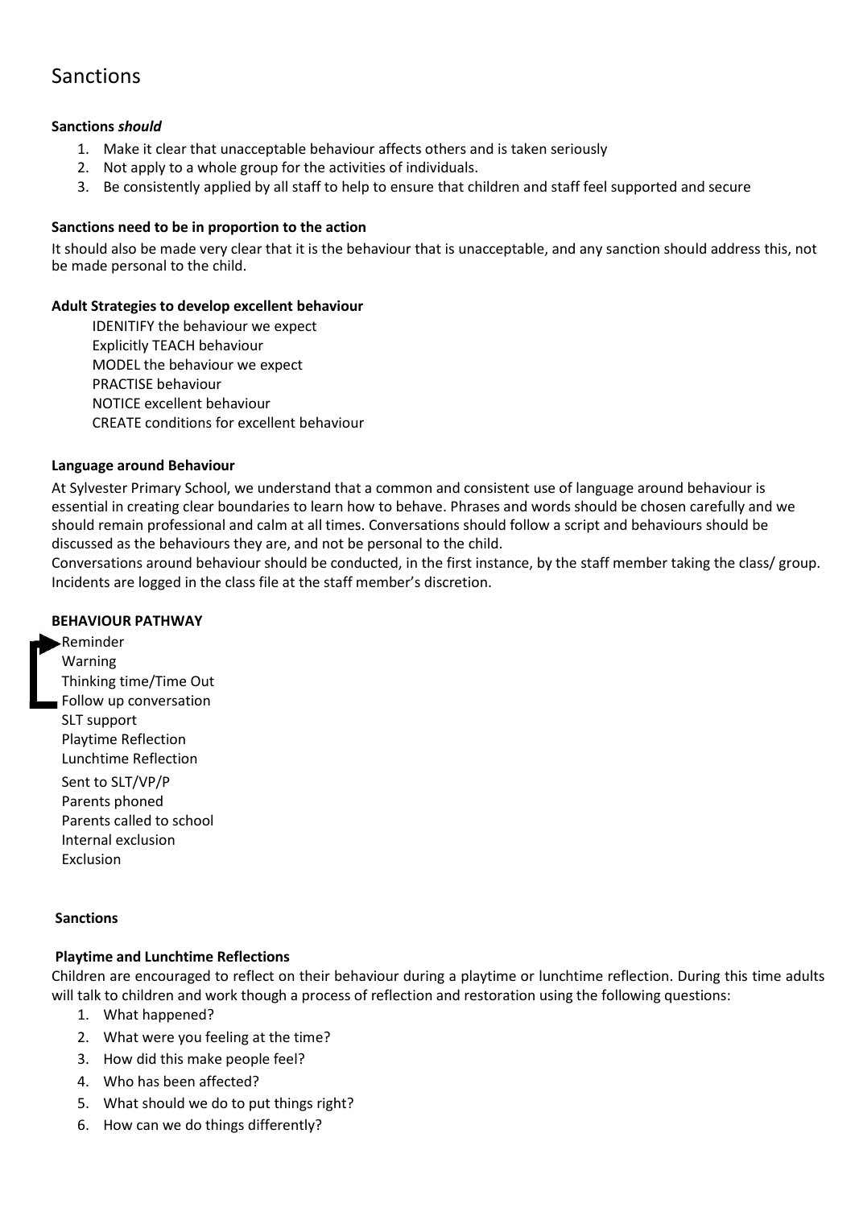# Sanctions

**Sanctions *should***

1. Make it clear that unacceptable behaviour affects others and is taken seriously
2. Not apply to a whole group for the activities of individuals.
3. Be consistently applied by all staff to help to ensure that children and staff feel supported and secure

**Sanctions need to be in proportion to the action**

It should also be made very clear that it is the behaviour that is unacceptable, and any sanction should address this, not be made personal to the child.

**Adult Strategies to develop excellent behaviour**

IDENITIFY the behaviour we expect
Explicitly TEACH behaviour
MODEL the behaviour we expect
PRACTISE behaviour
NOTICE excellent behaviour
CREATE conditions for excellent behaviour

**Language around Behaviour**

At Sylvester Primary School, we understand that a common and consistent use of language around behaviour is essential in creating clear boundaries to learn how to behave. Phrases and words should be chosen carefully and we should remain professional and calm at all times. Conversations should follow a script and behaviours should be discussed as the behaviours they are, and not be personal to the child.
Conversations around behaviour should be conducted, in the first instance, by the staff member taking the class/ group. Incidents are logged in the class file at the staff member's discretion.

**BEHAVIOUR PATHWAY**

Reminder
Warning
Thinking time/Time Out
Follow up conversation
SLT support
Playtime Reflection
Lunchtime Reflection
Sent to SLT/VP/P
Parents phoned
Parents called to school
Internal exclusion
Exclusion

**Sanctions**

**Playtime and Lunchtime Reflections**

Children are encouraged to reflect on their behaviour during a playtime or lunchtime reflection. During this time adults will talk to children and work though a process of reflection and restoration using the following questions:

1. What happened?
2. What were you feeling at the time?
3. How did this make people feel?
4. Who has been affected?
5. What should we do to put things right?
6. How can we do things differently?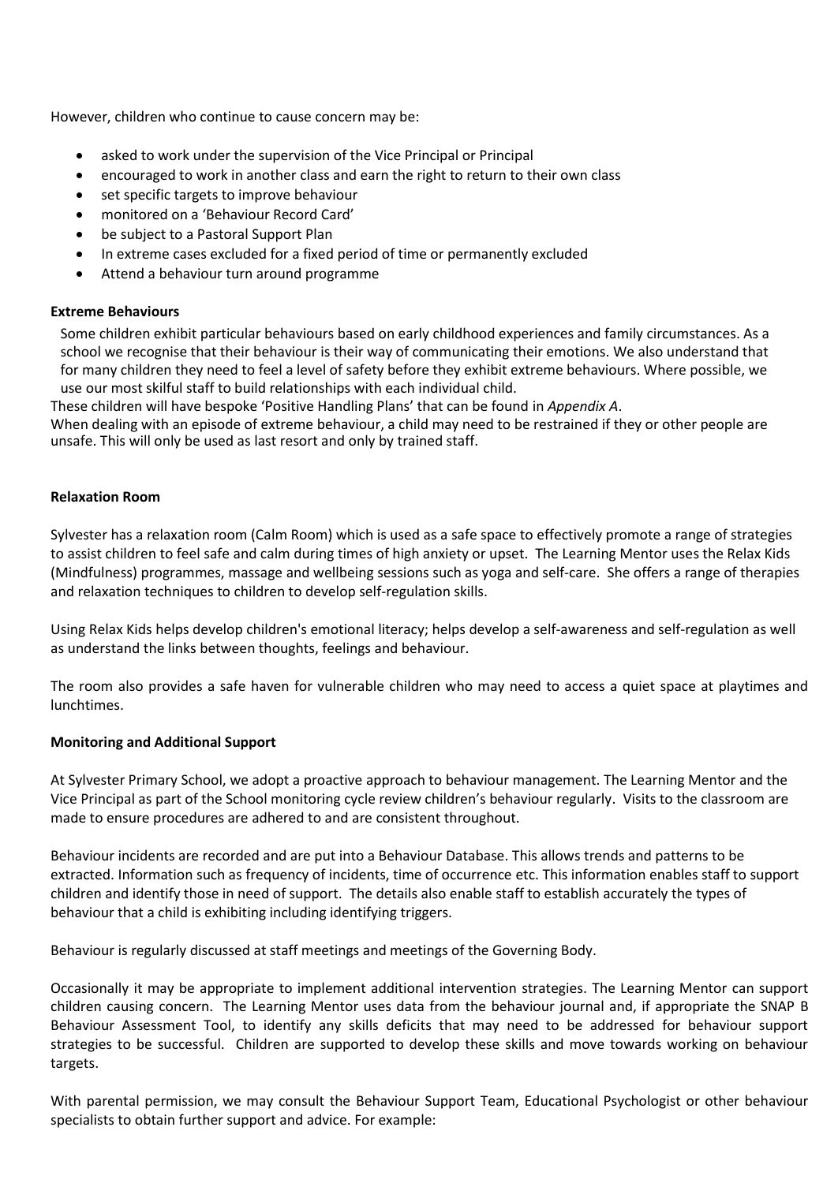However, children who continue to cause concern may be:

- asked to work under the supervision of the Vice Principal or Principal
- encouraged to work in another class and earn the right to return to their own class
- set specific targets to improve behaviour
- monitored on a 'Behaviour Record Card'
- be subject to a Pastoral Support Plan
- In extreme cases excluded for a fixed period of time or permanently excluded
- Attend a behaviour turn around programme

**Extreme Behaviours**

Some children exhibit particular behaviours based on early childhood experiences and family circumstances. As a school we recognise that their behaviour is their way of communicating their emotions. We also understand that for many children they need to feel a level of safety before they exhibit extreme behaviours. Where possible, we use our most skilful staff to build relationships with each individual child.

These children will have bespoke 'Positive Handling Plans' that can be found in *Appendix A*.

When dealing with an episode of extreme behaviour, a child may need to be restrained if they or other people are unsafe. This will only be used as last resort and only by trained staff.

**Relaxation Room**

Sylvester has a relaxation room (Calm Room) which is used as a safe space to effectively promote a range of strategies to assist children to feel safe and calm during times of high anxiety or upset. The Learning Mentor uses the Relax Kids (Mindfulness) programmes, massage and wellbeing sessions such as yoga and self-care. She offers a range of therapies and relaxation techniques to children to develop self-regulation skills.

Using Relax Kids helps develop children's emotional literacy; helps develop a self-awareness and self-regulation as well as understand the links between thoughts, feelings and behaviour.

The room also provides a safe haven for vulnerable children who may need to access a quiet space at playtimes and lunchtimes.

**Monitoring and Additional Support**

At Sylvester Primary School, we adopt a proactive approach to behaviour management. The Learning Mentor and the Vice Principal as part of the School monitoring cycle review children's behaviour regularly. Visits to the classroom are made to ensure procedures are adhered to and are consistent throughout.

Behaviour incidents are recorded and are put into a Behaviour Database. This allows trends and patterns to be extracted. Information such as frequency of incidents, time of occurrence etc. This information enables staff to support children and identify those in need of support. The details also enable staff to establish accurately the types of behaviour that a child is exhibiting including identifying triggers.

Behaviour is regularly discussed at staff meetings and meetings of the Governing Body.

Occasionally it may be appropriate to implement additional intervention strategies. The Learning Mentor can support children causing concern. The Learning Mentor uses data from the behaviour journal and, if appropriate the SNAP B Behaviour Assessment Tool, to identify any skills deficits that may need to be addressed for behaviour support strategies to be successful. Children are supported to develop these skills and move towards working on behaviour targets.

With parental permission, we may consult the Behaviour Support Team, Educational Psychologist or other behaviour specialists to obtain further support and advice. For example: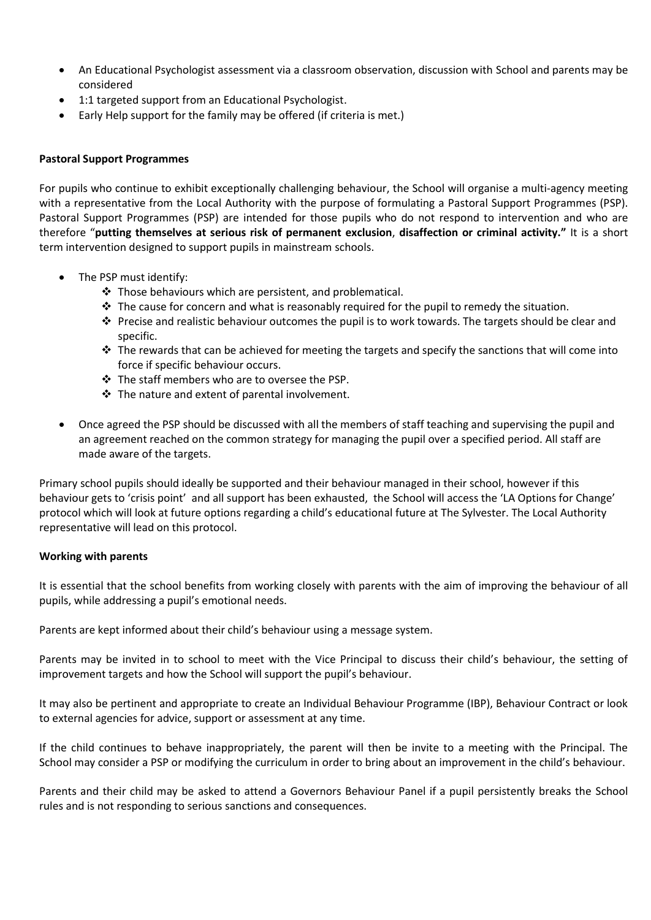- An Educational Psychologist assessment via a classroom observation, discussion with School and parents may be considered
- 1:1 targeted support from an Educational Psychologist.
- Early Help support for the family may be offered (if criteria is met.)

**Pastoral Support Programmes**

For pupils who continue to exhibit exceptionally challenging behaviour, the School will organise a multi-agency meeting with a representative from the Local Authority with the purpose of formulating a Pastoral Support Programmes (PSP). Pastoral Support Programmes (PSP) are intended for those pupils who do not respond to intervention and who are therefore "**putting themselves at serious risk of permanent exclusion**, **disaffection or criminal activity."** It is a short term intervention designed to support pupils in mainstream schools.

- The PSP must identify:
    - ❖ Those behaviours which are persistent, and problematical.
    - ❖ The cause for concern and what is reasonably required for the pupil to remedy the situation.
    - ❖ Precise and realistic behaviour outcomes the pupil is to work towards. The targets should be clear and specific.
    - ❖ The rewards that can be achieved for meeting the targets and specify the sanctions that will come into force if specific behaviour occurs.
    - ❖ The staff members who are to oversee the PSP.
    - ❖ The nature and extent of parental involvement.
- Once agreed the PSP should be discussed with all the members of staff teaching and supervising the pupil and an agreement reached on the common strategy for managing the pupil over a specified period. All staff are made aware of the targets.

Primary school pupils should ideally be supported and their behaviour managed in their school, however if this behaviour gets to 'crisis point' and all support has been exhausted, the School will access the 'LA Options for Change' protocol which will look at future options regarding a child's educational future at The Sylvester. The Local Authority representative will lead on this protocol.

**Working with parents**

It is essential that the school benefits from working closely with parents with the aim of improving the behaviour of all pupils, while addressing a pupil's emotional needs.

Parents are kept informed about their child's behaviour using a message system.

Parents may be invited in to school to meet with the Vice Principal to discuss their child's behaviour, the setting of improvement targets and how the School will support the pupil's behaviour.

It may also be pertinent and appropriate to create an Individual Behaviour Programme (IBP), Behaviour Contract or look to external agencies for advice, support or assessment at any time.

If the child continues to behave inappropriately, the parent will then be invite to a meeting with the Principal. The School may consider a PSP or modifying the curriculum in order to bring about an improvement in the child's behaviour.

Parents and their child may be asked to attend a Governors Behaviour Panel if a pupil persistently breaks the School rules and is not responding to serious sanctions and consequences.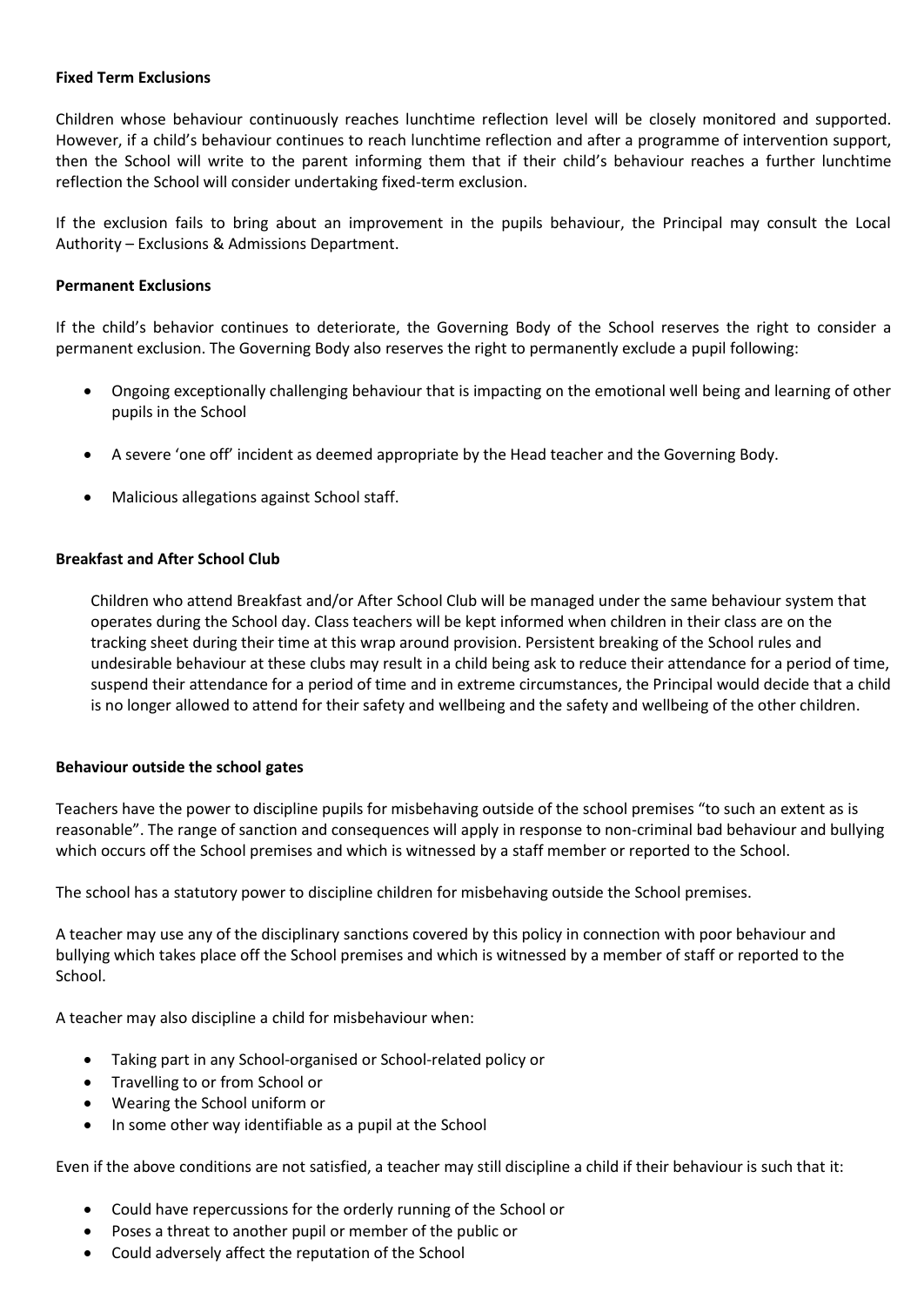**Fixed Term Exclusions**

Children whose behaviour continuously reaches lunchtime reflection level will be closely monitored and supported. However, if a child's behaviour continues to reach lunchtime reflection and after a programme of intervention support, then the School will write to the parent informing them that if their child's behaviour reaches a further lunchtime reflection the School will consider undertaking fixed-term exclusion.

If the exclusion fails to bring about an improvement in the pupils behaviour, the Principal may consult the Local Authority – Exclusions & Admissions Department.

**Permanent Exclusions**

If the child's behavior continues to deteriorate, the Governing Body of the School reserves the right to consider a permanent exclusion. The Governing Body also reserves the right to permanently exclude a pupil following:

- Ongoing exceptionally challenging behaviour that is impacting on the emotional well being and learning of other pupils in the School
- A severe 'one off' incident as deemed appropriate by the Head teacher and the Governing Body.
- Malicious allegations against School staff.

**Breakfast and After School Club**

Children who attend Breakfast and/or After School Club will be managed under the same behaviour system that operates during the School day. Class teachers will be kept informed when children in their class are on the tracking sheet during their time at this wrap around provision. Persistent breaking of the School rules and undesirable behaviour at these clubs may result in a child being ask to reduce their attendance for a period of time, suspend their attendance for a period of time and in extreme circumstances, the Principal would decide that a child is no longer allowed to attend for their safety and wellbeing and the safety and wellbeing of the other children.

**Behaviour outside the school gates**

Teachers have the power to discipline pupils for misbehaving outside of the school premises "to such an extent as is reasonable". The range of sanction and consequences will apply in response to non-criminal bad behaviour and bullying which occurs off the School premises and which is witnessed by a staff member or reported to the School.

The school has a statutory power to discipline children for misbehaving outside the School premises.

A teacher may use any of the disciplinary sanctions covered by this policy in connection with poor behaviour and bullying which takes place off the School premises and which is witnessed by a member of staff or reported to the School.

A teacher may also discipline a child for misbehaviour when:

- Taking part in any School-organised or School-related policy or
- Travelling to or from School or
- Wearing the School uniform or
- In some other way identifiable as a pupil at the School

Even if the above conditions are not satisfied, a teacher may still discipline a child if their behaviour is such that it:

- Could have repercussions for the orderly running of the School or
- Poses a threat to another pupil or member of the public or
- Could adversely affect the reputation of the School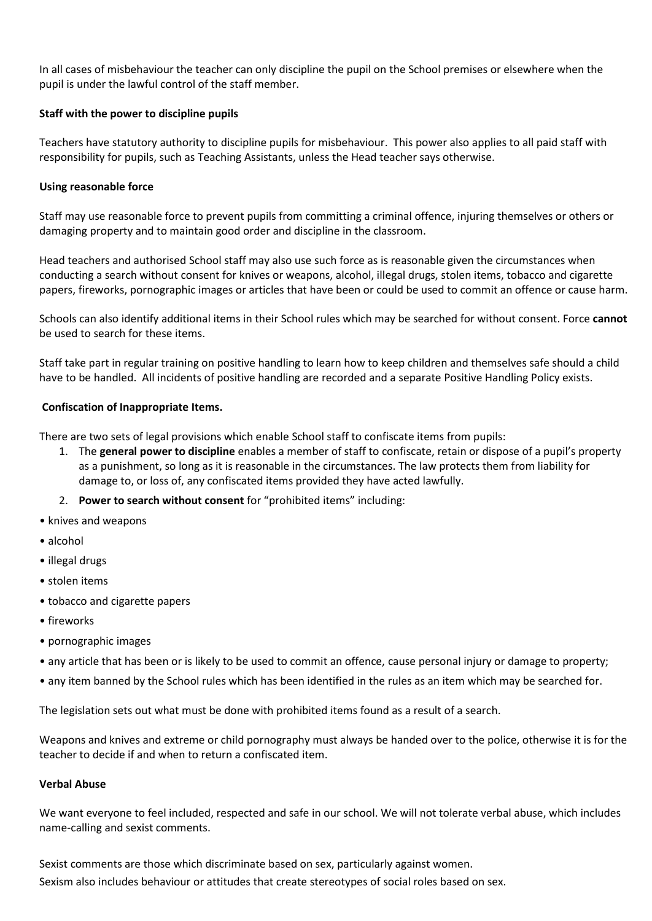In all cases of misbehaviour the teacher can only discipline the pupil on the School premises or elsewhere when the pupil is under the lawful control of the staff member.

**Staff with the power to discipline pupils**

Teachers have statutory authority to discipline pupils for misbehaviour. This power also applies to all paid staff with responsibility for pupils, such as Teaching Assistants, unless the Head teacher says otherwise.

**Using reasonable force**

Staff may use reasonable force to prevent pupils from committing a criminal offence, injuring themselves or others or damaging property and to maintain good order and discipline in the classroom.

Head teachers and authorised School staff may also use such force as is reasonable given the circumstances when conducting a search without consent for knives or weapons, alcohol, illegal drugs, stolen items, tobacco and cigarette papers, fireworks, pornographic images or articles that have been or could be used to commit an offence or cause harm.

Schools can also identify additional items in their School rules which may be searched for without consent. Force **cannot** be used to search for these items.

Staff take part in regular training on positive handling to learn how to keep children and themselves safe should a child have to be handled. All incidents of positive handling are recorded and a separate Positive Handling Policy exists.

**Confiscation of Inappropriate Items.**

There are two sets of legal provisions which enable School staff to confiscate items from pupils:

1. The **general power to discipline** enables a member of staff to confiscate, retain or dispose of a pupil's property as a punishment, so long as it is reasonable in the circumstances. The law protects them from liability for damage to, or loss of, any confiscated items provided they have acted lawfully.
2. **Power to search without consent** for "prohibited items" including:

- knives and weapons
- alcohol
- illegal drugs
- stolen items
- tobacco and cigarette papers
- fireworks
- pornographic images
- any article that has been or is likely to be used to commit an offence, cause personal injury or damage to property;
- any item banned by the School rules which has been identified in the rules as an item which may be searched for.

The legislation sets out what must be done with prohibited items found as a result of a search.

Weapons and knives and extreme or child pornography must always be handed over to the police, otherwise it is for the teacher to decide if and when to return a confiscated item.

**Verbal Abuse**

We want everyone to feel included, respected and safe in our school. We will not tolerate verbal abuse, which includes name-calling and sexist comments.

Sexist comments are those which discriminate based on sex, particularly against women.
Sexism also includes behaviour or attitudes that create stereotypes of social roles based on sex.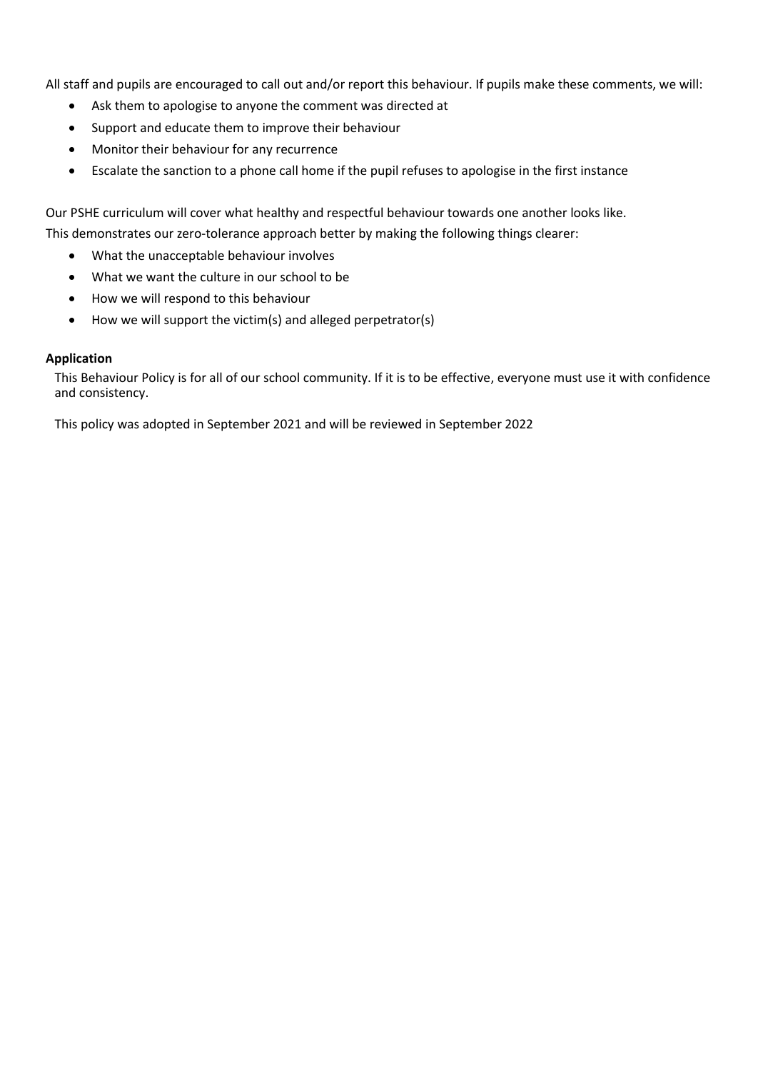All staff and pupils are encouraged to call out and/or report this behaviour. If pupils make these comments, we will:

- Ask them to apologise to anyone the comment was directed at
- Support and educate them to improve their behaviour
- Monitor their behaviour for any recurrence
- Escalate the sanction to a phone call home if the pupil refuses to apologise in the first instance

Our PSHE curriculum will cover what healthy and respectful behaviour towards one another looks like.
This demonstrates our zero-tolerance approach better by making the following things clearer:

- What the unacceptable behaviour involves
- What we want the culture in our school to be
- How we will respond to this behaviour
- How we will support the victim(s) and alleged perpetrator(s)

**Application**

This Behaviour Policy is for all of our school community. If it is to be effective, everyone must use it with confidence and consistency.

This policy was adopted in September 2021 and will be reviewed in September 2022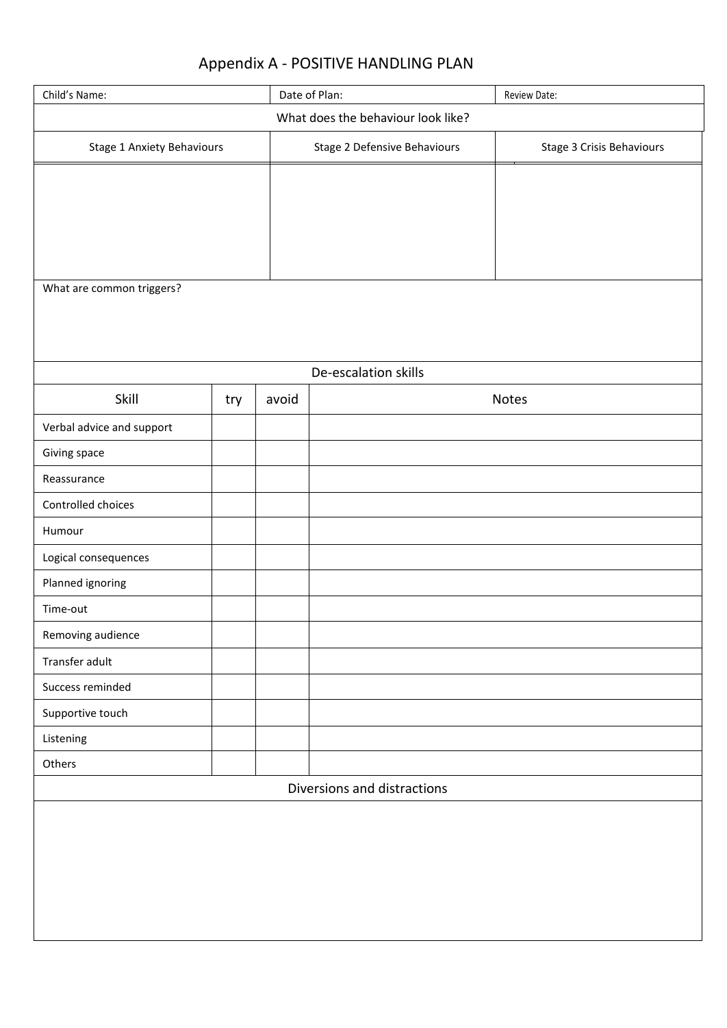# Appendix A - POSITIVE HANDLING PLAN

| Child's Name: | Date of Plan: | Review Date: |
|---|---|---|
| What does the behaviour look like? | | |
| Stage 1 Anxiety Behaviours | Stage 2 Defensive Behaviours | Stage 3 Crisis Behaviours |
| | | |
| What are common triggers? | | |

| De-escalation skills | | | |
|---|---|---|---|
| Skill | try | avoid | Notes |
| Verbal advice and support | | | |
| Giving space | | | |
| Reassurance | | | |
| Controlled choices | | | |
| Humour | | | |
| Logical consequences | | | |
| Planned ignoring | | | |
| Time-out | | | |
| Removing audience | | | |
| Transfer adult | | | |
| Success reminded | | | |
| Supportive touch | | | |
| Listening | | | |
| Others | | | |

| Diversions and distractions |
|---|
| |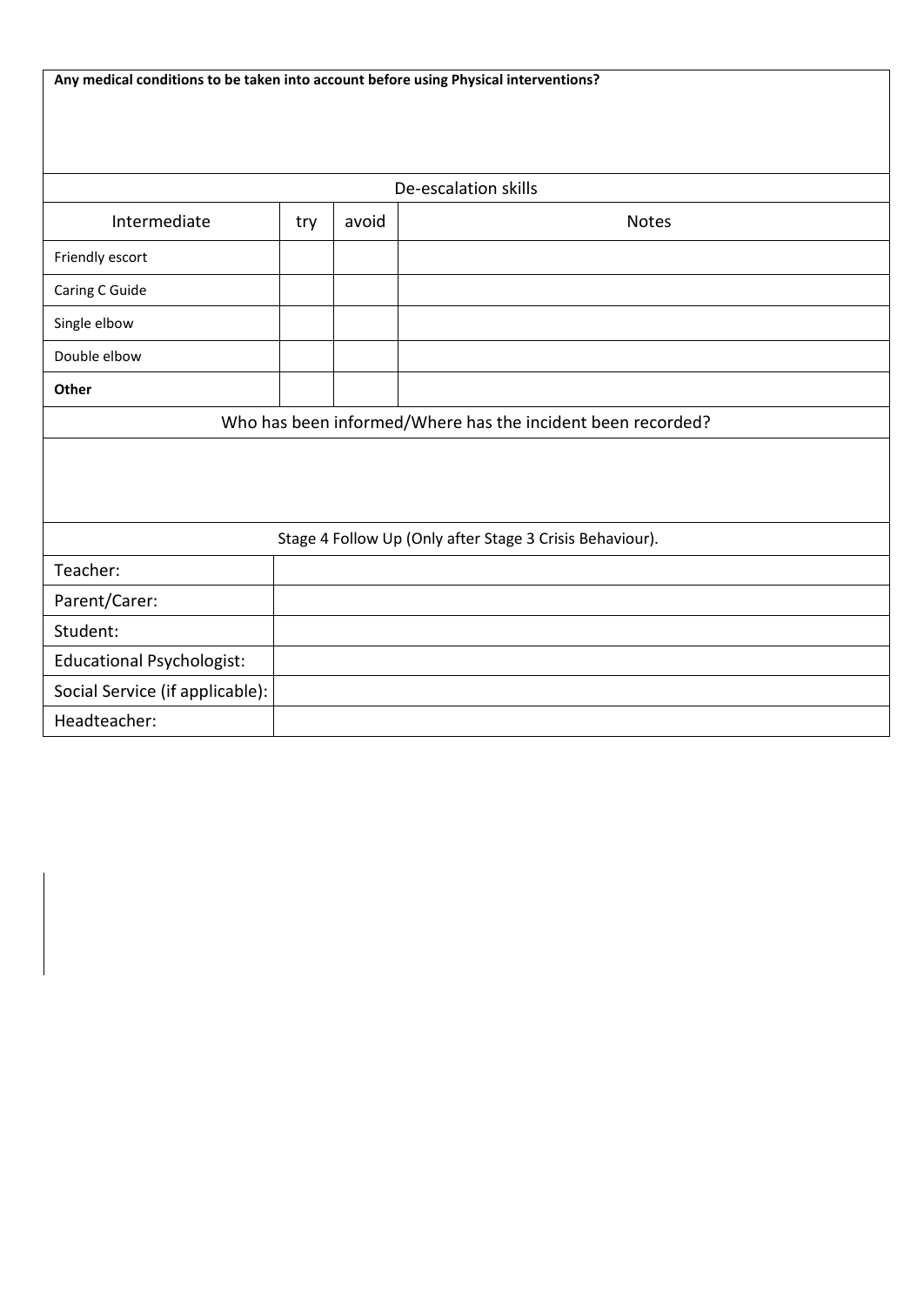**Any medical conditions to be taken into account before using Physical interventions?**

| De-escalation skills | | | |
|---|---|---|---|
| Intermediate | try | avoid | Notes |
| Friendly escort | | | |
| Caring C Guide | | | |
| Single elbow | | | |
| Double elbow | | | |
| **Other** | | | |

Who has been informed/Where has the incident been recorded?

| Stage 4 Follow Up (Only after Stage 3 Crisis Behaviour). | |
|---|---|
| Teacher: | |
| Parent/Carer: | |
| Student: | |
| Educational Psychologist: | |
| Social Service (if applicable): | |
| Headteacher: | |